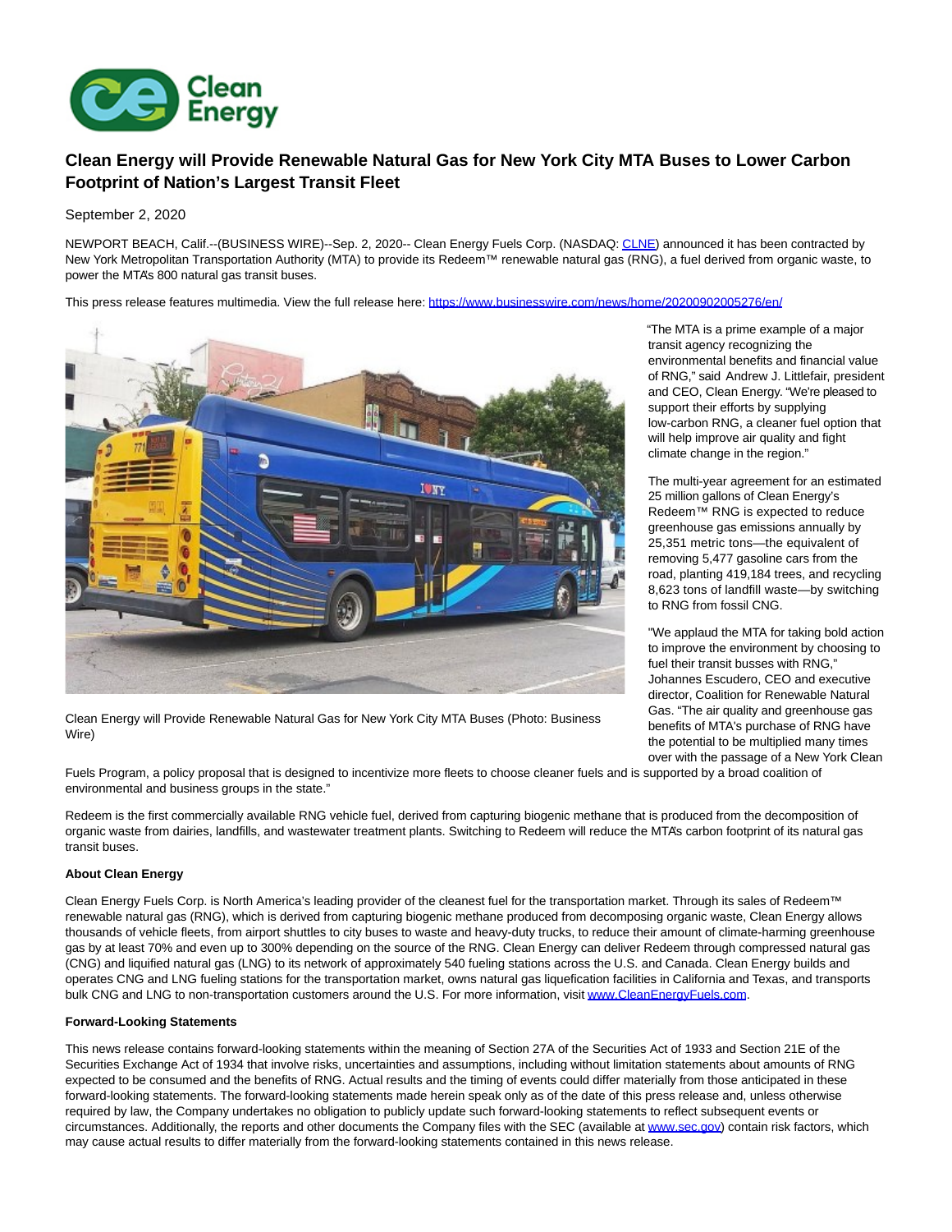# Clean Energy will Provide Renewable Natural Gas for New York City MTA Buses to Lower Carbon Footprint of Nation's Largest Transit Fleet

September 2, 2020

NEWPORT BEACH, Calif.--(BUSINESS WIRE)--Sep. 2, 2020-- Clean Energy Fuels Corp. (NASDAQ: CLNE) announced it has been contracted by New York Metropolitan Transportation Authority (MTA) to provide its Redeem™ renewable natural gas (RNG), a fuel derived from organic waste, to power the MTA's 800 natural gas transit buses.

This press release features multimedia. View the full release here: https://www.businesswire.com/news/home/20200902005276/en/

Clean Energy will Provide Renewable Natural Gas for New York City MTA Buses (Photo: Business Wire)

"The MTA is a prime example of a major transit agency recognizing the environmental benefits and financial value of RNG," said Andrew J. Littlefair, president and CEO, Clean Energy. "We're pleased to support their efforts by supplying low-carbon RNG, a cleaner fuel option that will help improve air quality and fight climate change in the region."

The multi-year agreement for an estimated 25 million gallons of Clean Energy's Redeem™ RNG is expected to reduce greenhouse gas emissions annually by 25,351 metric tons—the equivalent of removing 5,477 gasoline cars from the road, planting 419,184 trees, and recycling 8,623 tons of landfill waste—by switching to RNG from fossil CNG.

"We applaud the MTA for taking bold action to improve the environment by choosing to fuel their transit busses with RNG," Johannes Escudero, CEO and executive director, Coalition for Renewable Natural Gas. "The air quality and greenhouse gas benefits of MTA's purchase of RNG have the potential to be multiplied many times over with the passage of a New York Clean Fuels Program, a policy proposal that is designed to incentivize more fleets to choose cleaner fuels and is supported by a broad coalition of environmental and business groups in the state."

Redeem is the first commercially available RNG vehicle fuel, derived from capturing biogenic methane that is produced from the decomposition of organic waste from dairies, landfills, and wastewater treatment plants. Switching to Redeem will reduce the MTA's carbon footprint of its natural gas transit buses.

**About Clean Energy**

Clean Energy Fuels Corp. is North America's leading provider of the cleanest fuel for the transportation market. Through its sales of Redeem™ renewable natural gas (RNG), which is derived from capturing biogenic methane produced from decomposing organic waste, Clean Energy allows thousands of vehicle fleets, from airport shuttles to city buses to waste and heavy-duty trucks, to reduce their amount of climate-harming greenhouse gas by at least 70% and even up to 300% depending on the source of the RNG. Clean Energy can deliver Redeem through compressed natural gas (CNG) and liquified natural gas (LNG) to its network of approximately 540 fueling stations across the U.S. and Canada. Clean Energy builds and operates CNG and LNG fueling stations for the transportation market, owns natural gas liquefication facilities in California and Texas, and transports bulk CNG and LNG to non-transportation customers around the U.S. For more information, visit www.CleanEnergyFuels.com.

**Forward-Looking Statements**

This news release contains forward-looking statements within the meaning of Section 27A of the Securities Act of 1933 and Section 21E of the Securities Exchange Act of 1934 that involve risks, uncertainties and assumptions, including without limitation statements about amounts of RNG expected to be consumed and the benefits of RNG. Actual results and the timing of events could differ materially from those anticipated in these forward-looking statements. The forward-looking statements made herein speak only as of the date of this press release and, unless otherwise required by law, the Company undertakes no obligation to publicly update such forward-looking statements to reflect subsequent events or circumstances. Additionally, the reports and other documents the Company files with the SEC (available at www.sec.gov) contain risk factors, which may cause actual results to differ materially from the forward-looking statements contained in this news release.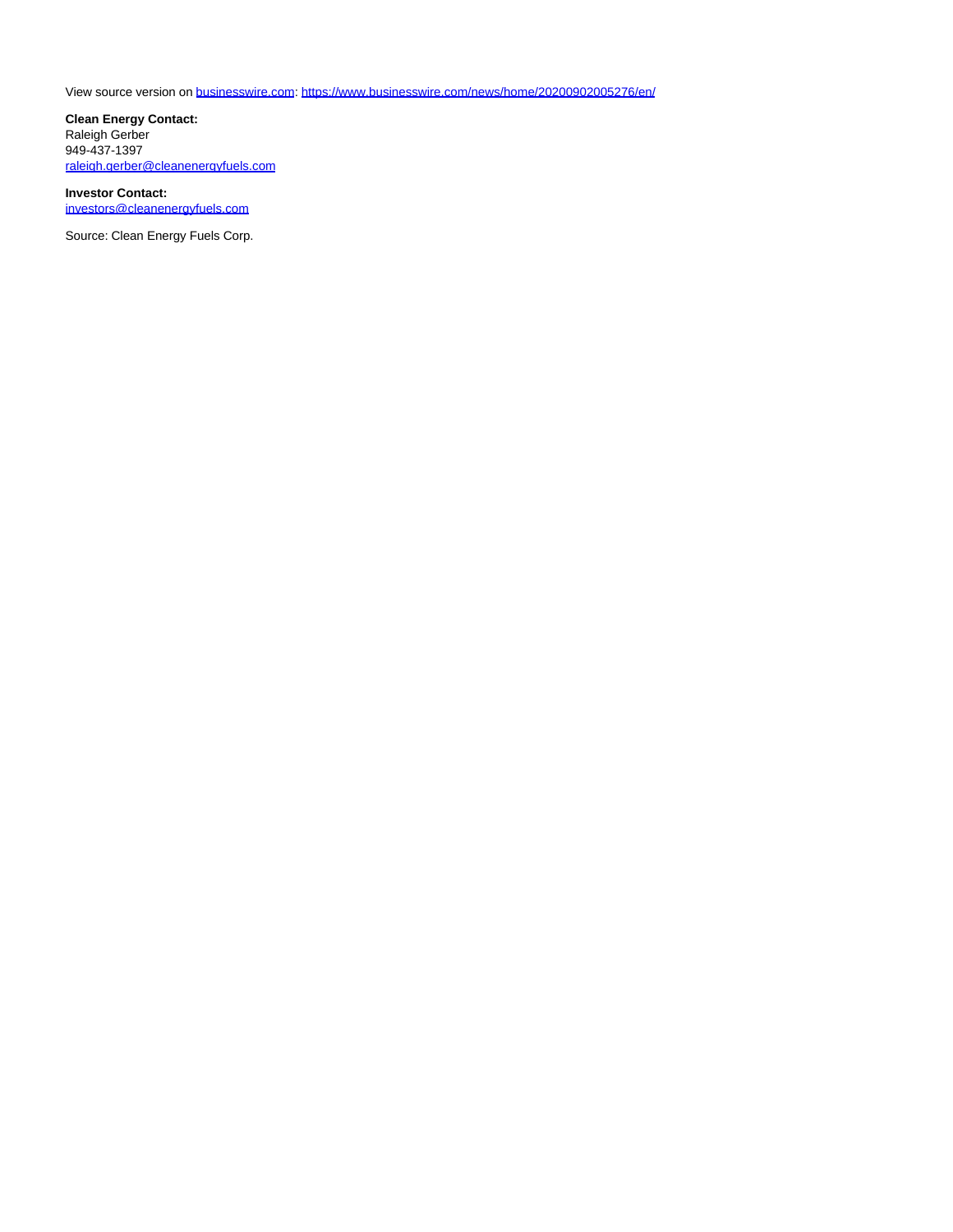View source version on businesswire.com: https://www.businesswire.com/news/home/20200902005276/en/

**Clean Energy Contact:**
Raleigh Gerber
949-437-1397
raleigh.gerber@cleanenergyfuels.com

**Investor Contact:**
investors@cleanenergyfuels.com

Source: Clean Energy Fuels Corp.